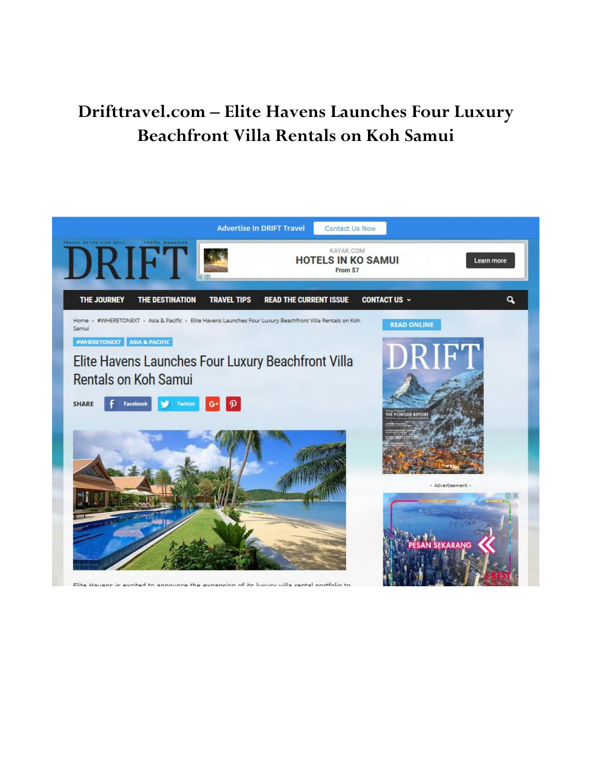# Drifttravel.com – Elite Havens Launches Four Luxury Beachfront Villa Rentals on Koh Samui

Advertise In DRIFT Travel | Contact Us Now

DRIFT

KAYAK.COM
HOTELS IN KO SAMUI
From $7
Learn more

THE JOURNEY | THE DESTINATION | TRAVEL TIPS | READ THE CURRENT ISSUE | CONTACT US

Home › #WHERETONEXT › Asia & Pacific › Elite Havens Launches Four Luxury Beachfront Villa Rentals on Koh Samui

#WHERETONEXT | ASIA & PACIFIC

## Elite Havens Launches Four Luxury Beachfront Villa Rentals on Koh Samui

SHARE Facebook Twitter

READ ONLINE

- Advertisement -

PESAN SEKARANG

Elite Havens is excited to announce the expansion of its luxury villa rental portfolio to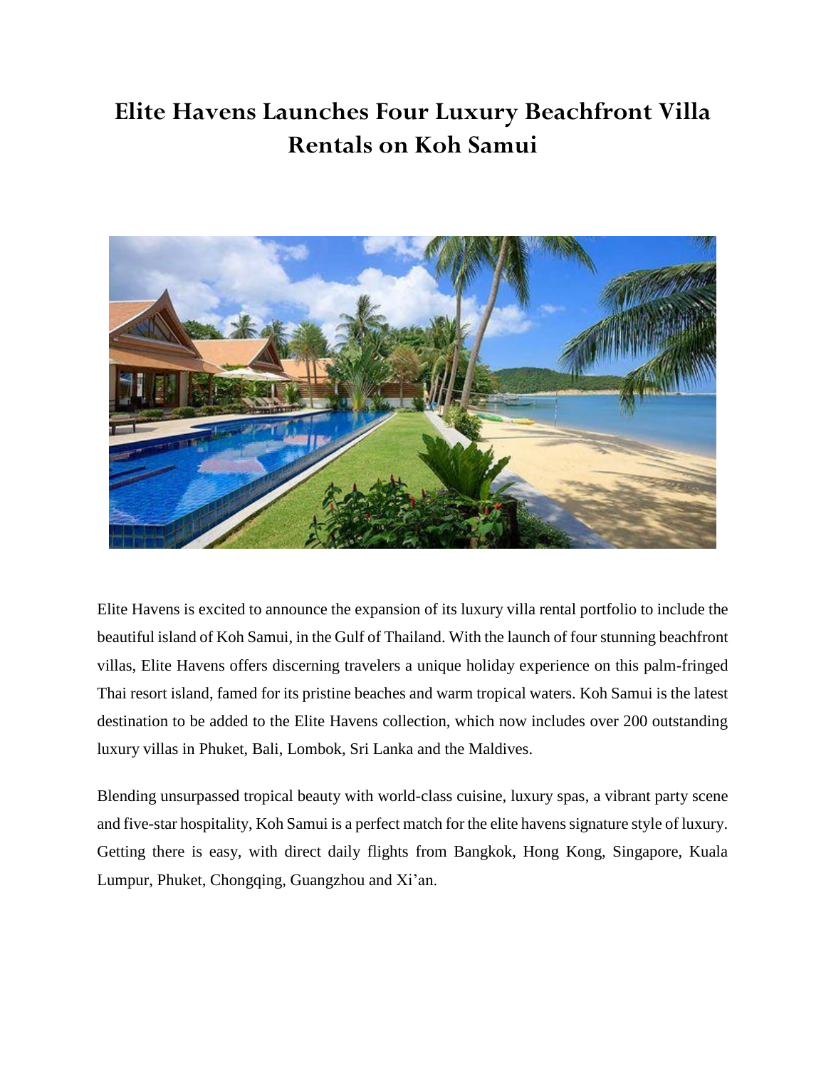# Elite Havens Launches Four Luxury Beachfront Villa Rentals on Koh Samui

Elite Havens is excited to announce the expansion of its luxury villa rental portfolio to include the beautiful island of Koh Samui, in the Gulf of Thailand. With the launch of four stunning beachfront villas, Elite Havens offers discerning travelers a unique holiday experience on this palm-fringed Thai resort island, famed for its pristine beaches and warm tropical waters. Koh Samui is the latest destination to be added to the Elite Havens collection, which now includes over 200 outstanding luxury villas in Phuket, Bali, Lombok, Sri Lanka and the Maldives.

Blending unsurpassed tropical beauty with world-class cuisine, luxury spas, a vibrant party scene and five-star hospitality, Koh Samui is a perfect match for the elite havens signature style of luxury. Getting there is easy, with direct daily flights from Bangkok, Hong Kong, Singapore, Kuala Lumpur, Phuket, Chongqing, Guangzhou and Xi'an.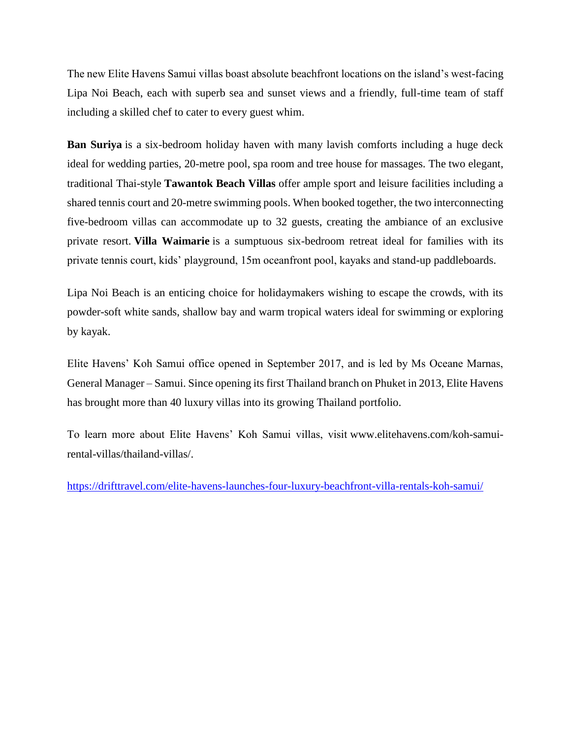The new Elite Havens Samui villas boast absolute beachfront locations on the island's west-facing Lipa Noi Beach, each with superb sea and sunset views and a friendly, full-time team of staff including a skilled chef to cater to every guest whim.

**Ban Suriya** is a six-bedroom holiday haven with many lavish comforts including a huge deck ideal for wedding parties, 20-metre pool, spa room and tree house for massages. The two elegant, traditional Thai-style **Tawantok Beach Villas** offer ample sport and leisure facilities including a shared tennis court and 20-metre swimming pools. When booked together, the two interconnecting five-bedroom villas can accommodate up to 32 guests, creating the ambiance of an exclusive private resort. **Villa Waimarie** is a sumptuous six-bedroom retreat ideal for families with its private tennis court, kids' playground, 15m oceanfront pool, kayaks and stand-up paddleboards.

Lipa Noi Beach is an enticing choice for holidaymakers wishing to escape the crowds, with its powder-soft white sands, shallow bay and warm tropical waters ideal for swimming or exploring by kayak.

Elite Havens' Koh Samui office opened in September 2017, and is led by Ms Oceane Marnas, General Manager – Samui. Since opening its first Thailand branch on Phuket in 2013, Elite Havens has brought more than 40 luxury villas into its growing Thailand portfolio.

To learn more about Elite Havens' Koh Samui villas, visit www.elitehavens.com/koh-samui-rental-villas/thailand-villas/.

https://drifttravel.com/elite-havens-launches-four-luxury-beachfront-villa-rentals-koh-samui/